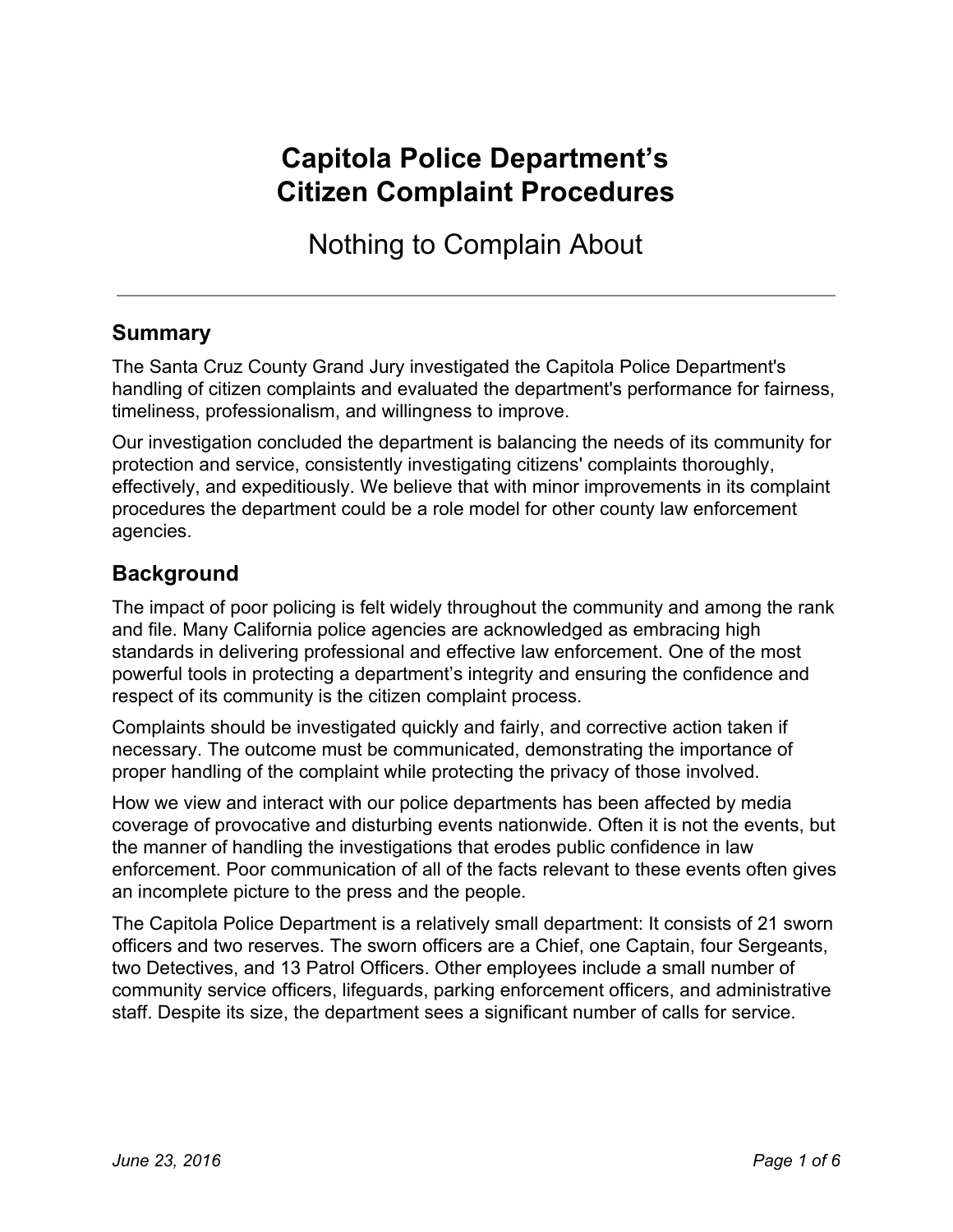# Capitola Police Department's Citizen Complaint Procedures

## Nothing to Complain About

---

## Summary

The Santa Cruz County Grand Jury investigated the Capitola Police Department's handling of citizen complaints and evaluated the department's performance for fairness, timeliness, professionalism, and willingness to improve.

Our investigation concluded the department is balancing the needs of its community for protection and service, consistently investigating citizens' complaints thoroughly, effectively, and expeditiously. We believe that with minor improvements in its complaint procedures the department could be a role model for other county law enforcement agencies.

## Background

The impact of poor policing is felt widely throughout the community and among the rank and file. Many California police agencies are acknowledged as embracing high standards in delivering professional and effective law enforcement. One of the most powerful tools in protecting a department's integrity and ensuring the confidence and respect of its community is the citizen complaint process.

Complaints should be investigated quickly and fairly, and corrective action taken if necessary. The outcome must be communicated, demonstrating the importance of proper handling of the complaint while protecting the privacy of those involved.

How we view and interact with our police departments has been affected by media coverage of provocative and disturbing events nationwide. Often it is not the events, but the manner of handling the investigations that erodes public confidence in law enforcement. Poor communication of all of the facts relevant to these events often gives an incomplete picture to the press and the people.

The Capitola Police Department is a relatively small department: It consists of 21 sworn officers and two reserves. The sworn officers are a Chief, one Captain, four Sergeants, two Detectives, and 13 Patrol Officers. Other employees include a small number of community service officers, lifeguards, parking enforcement officers, and administrative staff. Despite its size, the department sees a significant number of calls for service.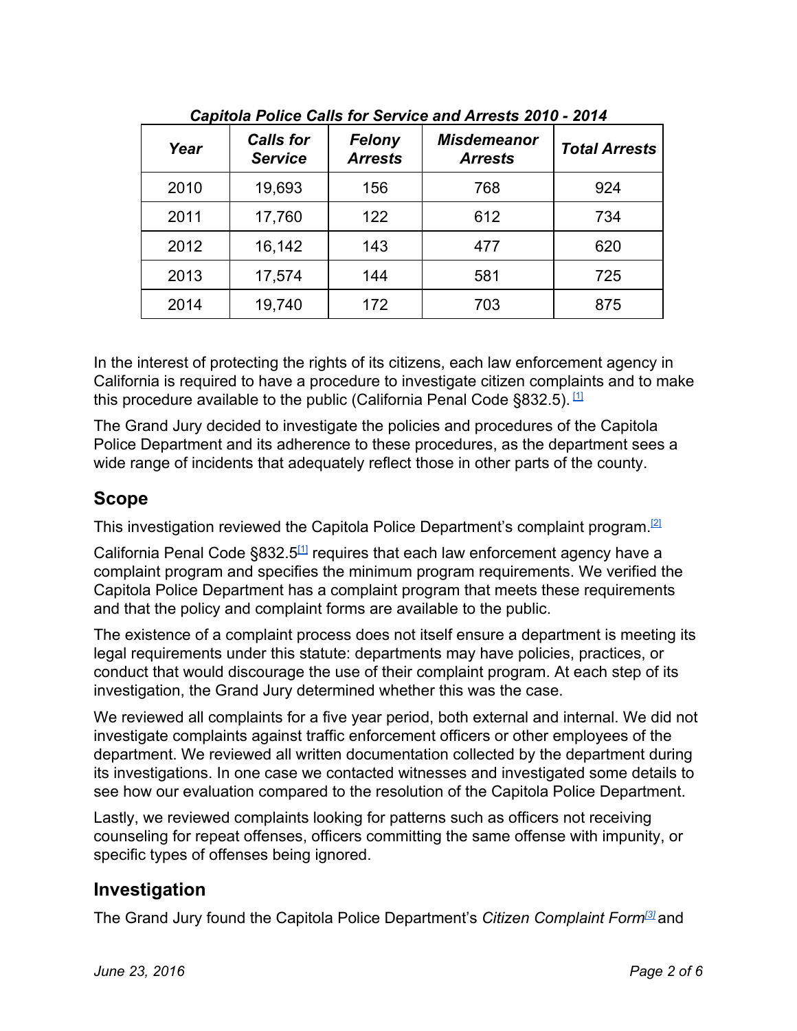***Capitola Police Calls for Service and Arrests 2010 - 2014***

| *Year* | *Calls for Service* | *Felony Arrests* | *Misdemeanor Arrests* | *Total Arrests* |
|---|---|---|---|---|
| 2010 | 19,693 | 156 | 768 | 924 |
| 2011 | 17,760 | 122 | 612 | 734 |
| 2012 | 16,142 | 143 | 477 | 620 |
| 2013 | 17,574 | 144 | 581 | 725 |
| 2014 | 19,740 | 172 | 703 | 875 |

In the interest of protecting the rights of its citizens, each law enforcement agency in California is required to have a procedure to investigate citizen complaints and to make this procedure available to the public (California Penal Code §832.5). [1]

The Grand Jury decided to investigate the policies and procedures of the Capitola Police Department and its adherence to these procedures, as the department sees a wide range of incidents that adequately reflect those in other parts of the county.

## Scope

This investigation reviewed the Capitola Police Department's complaint program.[2]

California Penal Code §832.5[1] requires that each law enforcement agency have a complaint program and specifies the minimum program requirements. We verified the Capitola Police Department has a complaint program that meets these requirements and that the policy and complaint forms are available to the public.

The existence of a complaint process does not itself ensure a department is meeting its legal requirements under this statute: departments may have policies, practices, or conduct that would discourage the use of their complaint program. At each step of its investigation, the Grand Jury determined whether this was the case.

We reviewed all complaints for a five year period, both external and internal. We did not investigate complaints against traffic enforcement officers or other employees of the department. We reviewed all written documentation collected by the department during its investigations. In one case we contacted witnesses and investigated some details to see how our evaluation compared to the resolution of the Capitola Police Department.

Lastly, we reviewed complaints looking for patterns such as officers not receiving counseling for repeat offenses, officers committing the same offense with impunity, or specific types of offenses being ignored.

## Investigation

The Grand Jury found the Capitola Police Department's *Citizen Complaint Form*[3] and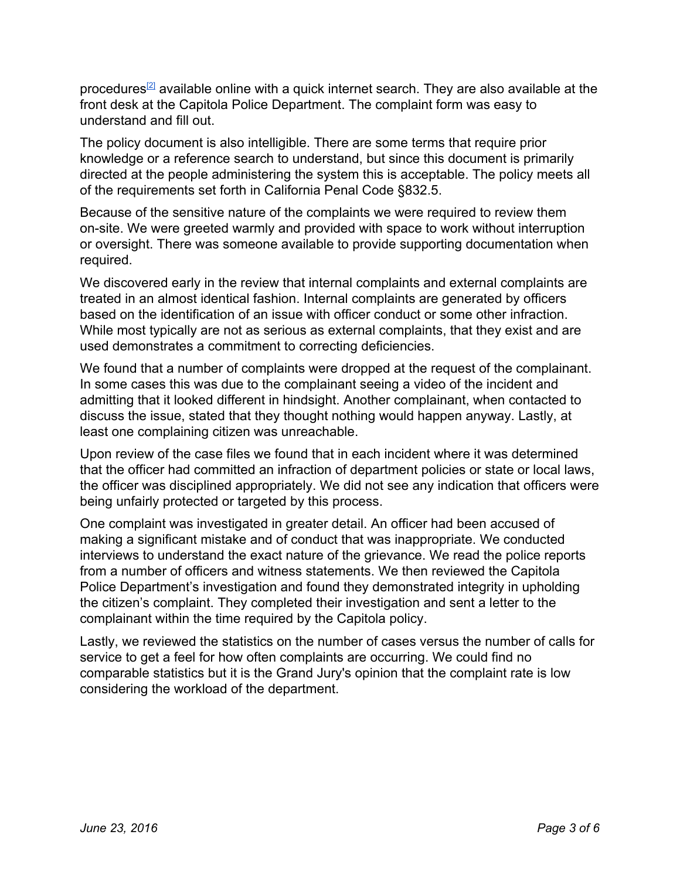procedures[2] available online with a quick internet search. They are also available at the front desk at the Capitola Police Department. The complaint form was easy to understand and fill out.

The policy document is also intelligible. There are some terms that require prior knowledge or a reference search to understand, but since this document is primarily directed at the people administering the system this is acceptable. The policy meets all of the requirements set forth in California Penal Code §832.5.

Because of the sensitive nature of the complaints we were required to review them on-site. We were greeted warmly and provided with space to work without interruption or oversight. There was someone available to provide supporting documentation when required.

We discovered early in the review that internal complaints and external complaints are treated in an almost identical fashion. Internal complaints are generated by officers based on the identification of an issue with officer conduct or some other infraction. While most typically are not as serious as external complaints, that they exist and are used demonstrates a commitment to correcting deficiencies.

We found that a number of complaints were dropped at the request of the complainant. In some cases this was due to the complainant seeing a video of the incident and admitting that it looked different in hindsight. Another complainant, when contacted to discuss the issue, stated that they thought nothing would happen anyway. Lastly, at least one complaining citizen was unreachable.

Upon review of the case files we found that in each incident where it was determined that the officer had committed an infraction of department policies or state or local laws, the officer was disciplined appropriately. We did not see any indication that officers were being unfairly protected or targeted by this process.

One complaint was investigated in greater detail. An officer had been accused of making a significant mistake and of conduct that was inappropriate. We conducted interviews to understand the exact nature of the grievance. We read the police reports from a number of officers and witness statements. We then reviewed the Capitola Police Department's investigation and found they demonstrated integrity in upholding the citizen's complaint. They completed their investigation and sent a letter to the complainant within the time required by the Capitola policy.

Lastly, we reviewed the statistics on the number of cases versus the number of calls for service to get a feel for how often complaints are occurring. We could find no comparable statistics but it is the Grand Jury's opinion that the complaint rate is low considering the workload of the department.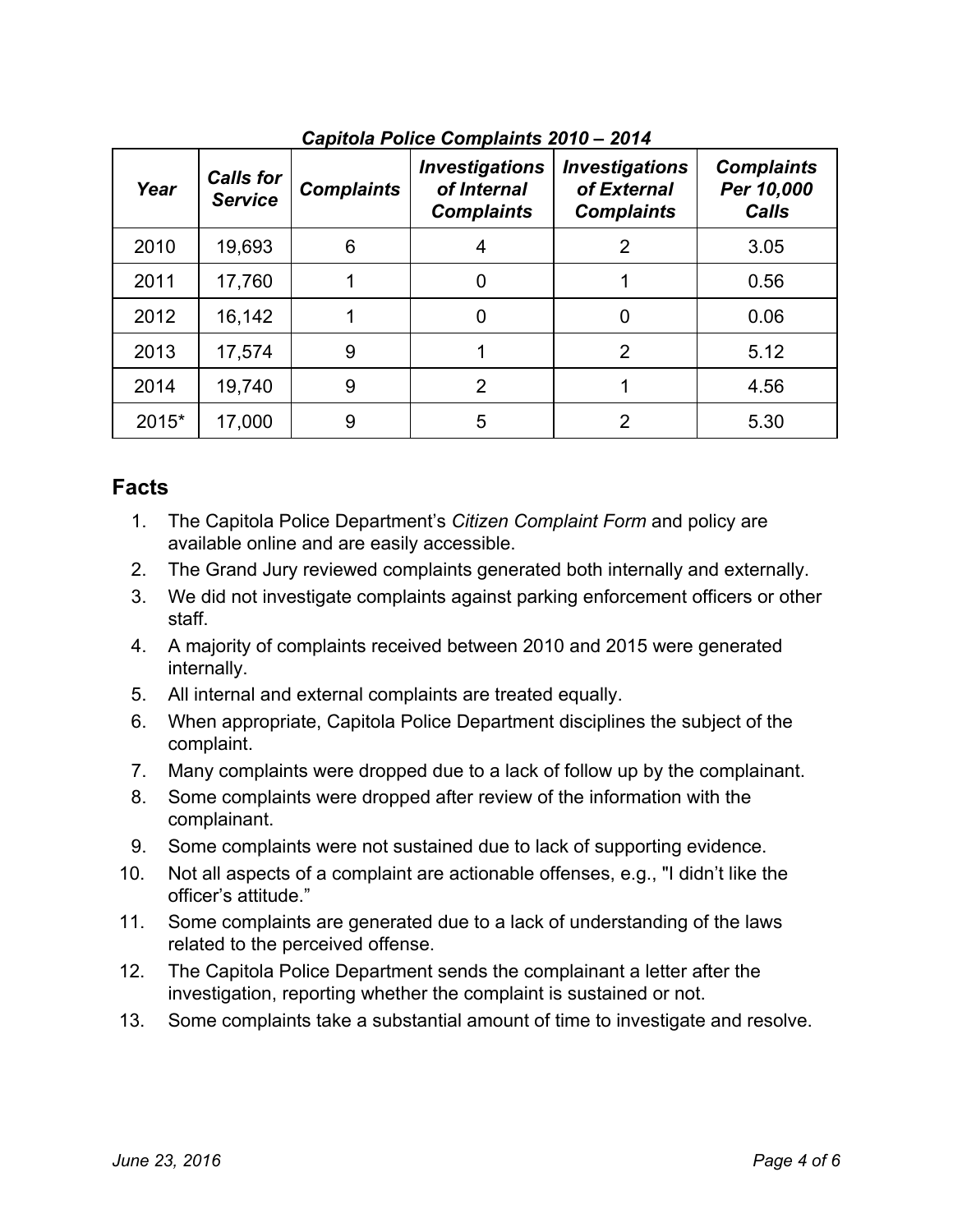***Capitola Police Complaints 2010 – 2014***

| *Year* | *Calls for Service* | *Complaints* | *Investigations of Internal Complaints* | *Investigations of External Complaints* | *Complaints Per 10,000 Calls* |
|---|---|---|---|---|---|
| 2010 | 19,693 | 6 | 4 | 2 | 3.05 |
| 2011 | 17,760 | 1 | 0 | 1 | 0.56 |
| 2012 | 16,142 | 1 | 0 | 0 | 0.06 |
| 2013 | 17,574 | 9 | 1 | 2 | 5.12 |
| 2014 | 19,740 | 9 | 2 | 1 | 4.56 |
| 2015* | 17,000 | 9 | 5 | 2 | 5.30 |

## Facts

1. The Capitola Police Department's *Citizen Complaint Form* and policy are available online and are easily accessible.
2. The Grand Jury reviewed complaints generated both internally and externally.
3. We did not investigate complaints against parking enforcement officers or other staff.
4. A majority of complaints received between 2010 and 2015 were generated internally.
5. All internal and external complaints are treated equally.
6. When appropriate, Capitola Police Department disciplines the subject of the complaint.
7. Many complaints were dropped due to a lack of follow up by the complainant.
8. Some complaints were dropped after review of the information with the complainant.
9. Some complaints were not sustained due to lack of supporting evidence.
10. Not all aspects of a complaint are actionable offenses, e.g., "I didn't like the officer's attitude."
11. Some complaints are generated due to a lack of understanding of the laws related to the perceived offense.
12. The Capitola Police Department sends the complainant a letter after the investigation, reporting whether the complaint is sustained or not.
13. Some complaints take a substantial amount of time to investigate and resolve.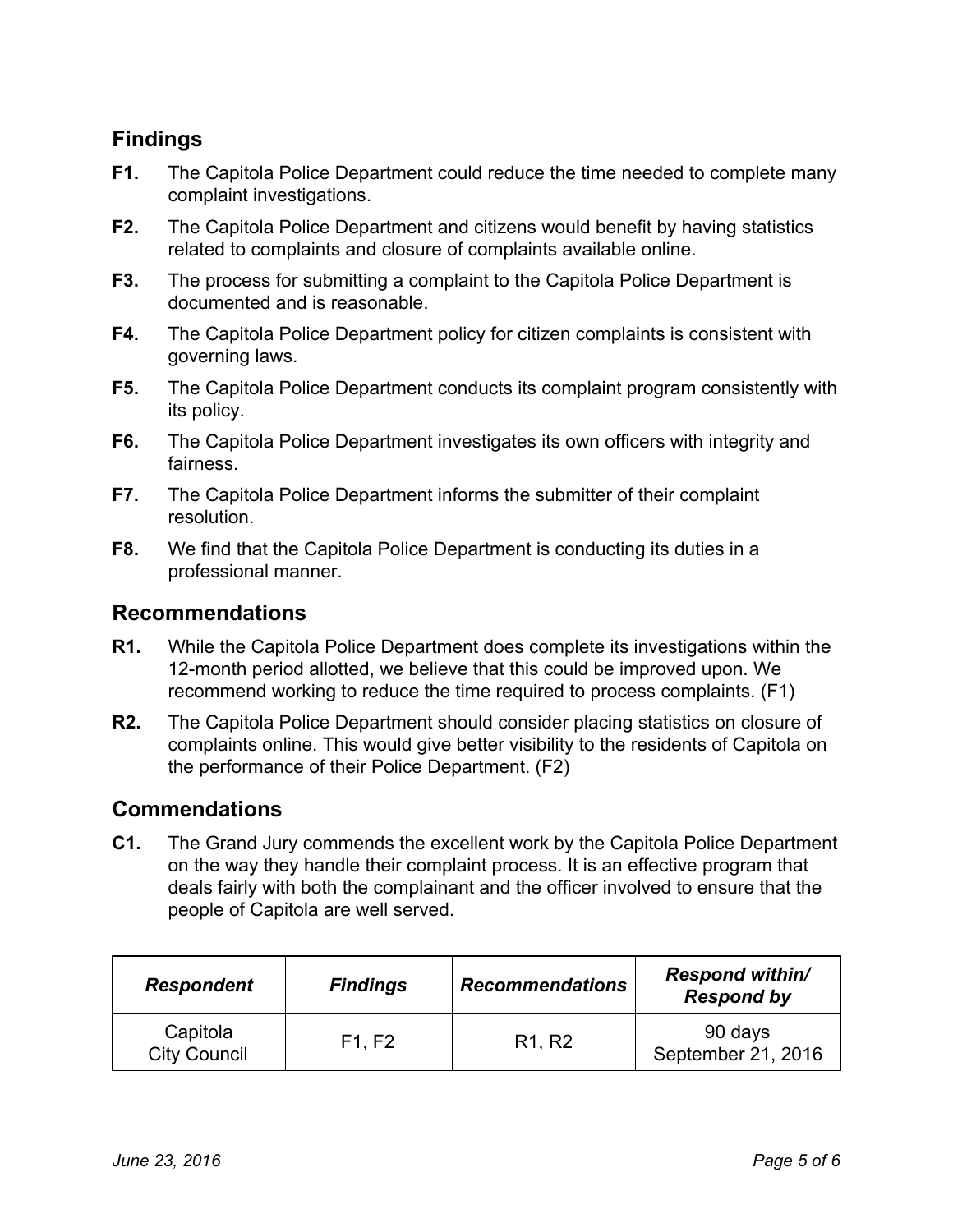## Findings

**F1.** The Capitola Police Department could reduce the time needed to complete many complaint investigations.

**F2.** The Capitola Police Department and citizens would benefit by having statistics related to complaints and closure of complaints available online.

**F3.** The process for submitting a complaint to the Capitola Police Department is documented and is reasonable.

**F4.** The Capitola Police Department policy for citizen complaints is consistent with governing laws.

**F5.** The Capitola Police Department conducts its complaint program consistently with its policy.

**F6.** The Capitola Police Department investigates its own officers with integrity and fairness.

**F7.** The Capitola Police Department informs the submitter of their complaint resolution.

**F8.** We find that the Capitola Police Department is conducting its duties in a professional manner.

## Recommendations

**R1.** While the Capitola Police Department does complete its investigations within the 12-month period allotted, we believe that this could be improved upon. We recommend working to reduce the time required to process complaints. (F1)

**R2.** The Capitola Police Department should consider placing statistics on closure of complaints online. This would give better visibility to the residents of Capitola on the performance of their Police Department. (F2)

## Commendations

**C1.** The Grand Jury commends the excellent work by the Capitola Police Department on the way they handle their complaint process. It is an effective program that deals fairly with both the complainant and the officer involved to ensure that the people of Capitola are well served.

| ***Respondent*** | ***Findings*** | ***Recommendations*** | ***Respond within/ Respond by*** |
|---|---|---|---|
| Capitola City Council | F1, F2 | R1, R2 | 90 days September 21, 2016 |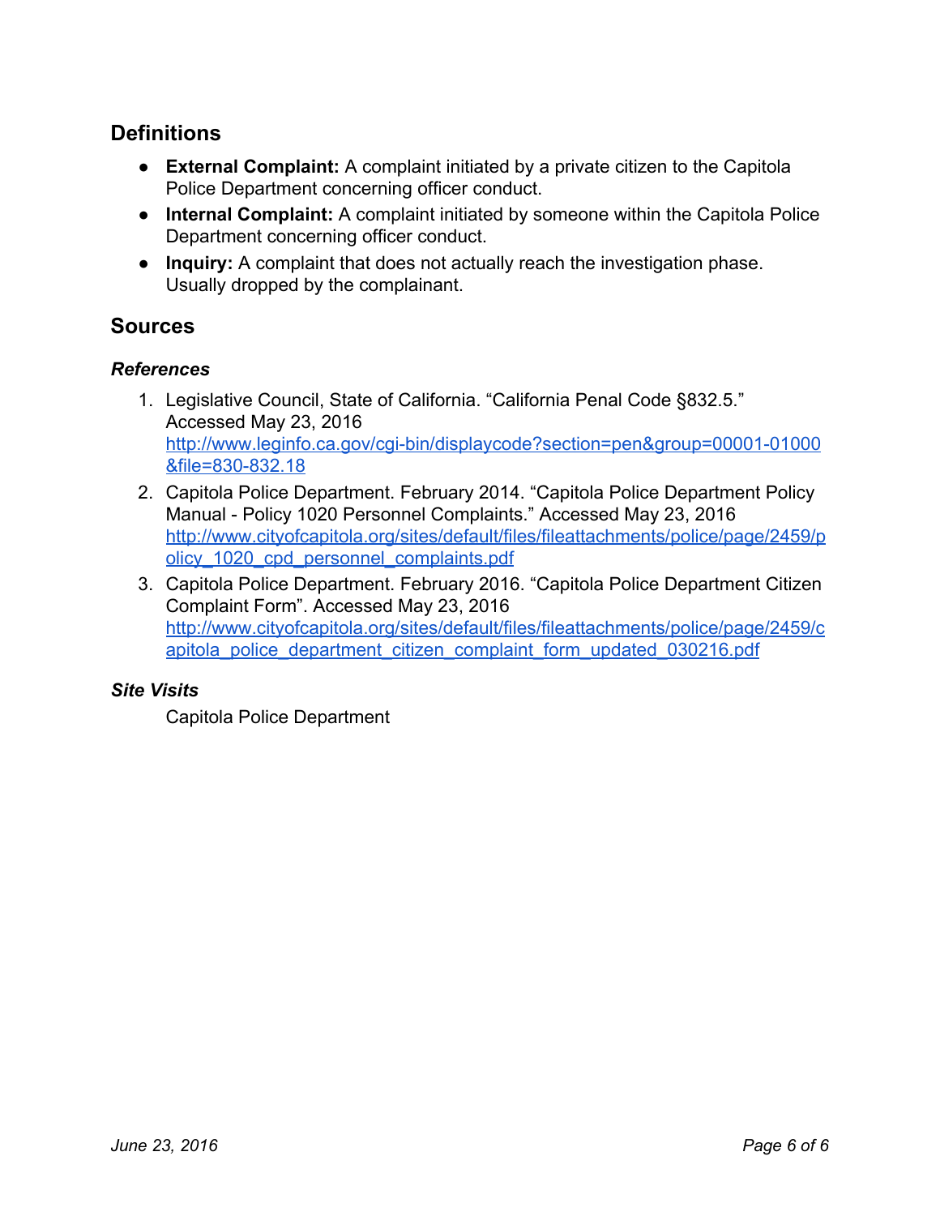## Definitions

- **External Complaint:** A complaint initiated by a private citizen to the Capitola Police Department concerning officer conduct.
- **Internal Complaint:** A complaint initiated by someone within the Capitola Police Department concerning officer conduct.
- **Inquiry:** A complaint that does not actually reach the investigation phase. Usually dropped by the complainant.

## Sources

### *References*

1. Legislative Council, State of California. "California Penal Code §832.5." Accessed May 23, 2016 http://www.leginfo.ca.gov/cgi-bin/displaycode?section=pen&group=00001-01000&file=830-832.18
2. Capitola Police Department. February 2014. "Capitola Police Department Policy Manual - Policy 1020 Personnel Complaints." Accessed May 23, 2016 http://www.cityofcapitola.org/sites/default/files/fileattachments/police/page/2459/policy_1020_cpd_personnel_complaints.pdf
3. Capitola Police Department. February 2016. "Capitola Police Department Citizen Complaint Form". Accessed May 23, 2016 http://www.cityofcapitola.org/sites/default/files/fileattachments/police/page/2459/capitola_police_department_citizen_complaint_form_updated_030216.pdf

### *Site Visits*

Capitola Police Department